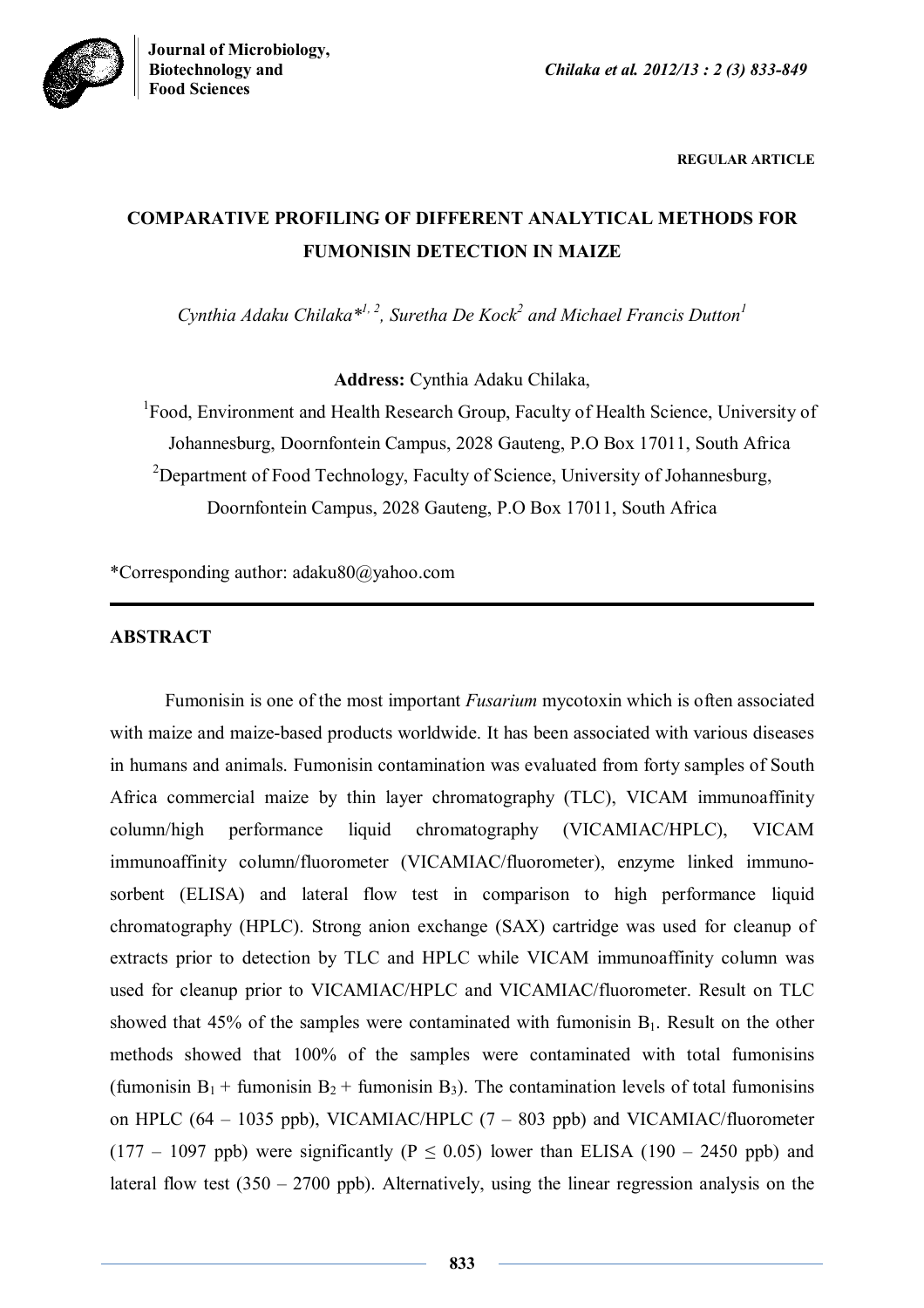**REGULAR ARTICLE**

# COMPARATIVE PROFILING OF DIFFERENT ANALYTICAL METHODS FOR FUMONISIN DETECTION IN MAIZE

*Cynthia Adaku Chilaka*[*1, 2], Suretha De Kock[2] and Michael Francis Dutton[1]*

**Address:** Cynthia Adaku Chilaka,

[1]Food, Environment and Health Research Group, Faculty of Health Science, University of Johannesburg, Doornfontein Campus, 2028 Gauteng, P.O Box 17011, South Africa

[2]Department of Food Technology, Faculty of Science, University of Johannesburg, Doornfontein Campus, 2028 Gauteng, P.O Box 17011, South Africa

*Corresponding author: adaku80@yahoo.com

## ABSTRACT

Fumonisin is one of the most important *Fusarium* mycotoxin which is often associated with maize and maize-based products worldwide. It has been associated with various diseases in humans and animals. Fumonisin contamination was evaluated from forty samples of South Africa commercial maize by thin layer chromatography (TLC), VICAM immunoaffinity column/high performance liquid chromatography (VICAMIAC/HPLC), VICAM immunoaffinity column/fluorometer (VICAMIAC/fluorometer), enzyme linked immuno-sorbent (ELISA) and lateral flow test in comparison to high performance liquid chromatography (HPLC). Strong anion exchange (SAX) cartridge was used for cleanup of extracts prior to detection by TLC and HPLC while VICAM immunoaffinity column was used for cleanup prior to VICAMIAC/HPLC and VICAMIAC/fluorometer. Result on TLC showed that 45% of the samples were contaminated with fumonisin $B_1$. Result on the other methods showed that 100% of the samples were contaminated with total fumonisins (fumonisin $B_1$ + fumonisin $B_2$ + fumonisin $B_3$). The contamination levels of total fumonisins on HPLC (64 – 1035 ppb), VICAMIAC/HPLC (7 – 803 ppb) and VICAMIAC/fluorometer (177 – 1097 ppb) were significantly ($P \leq 0.05$) lower than ELISA (190 – 2450 ppb) and lateral flow test (350 – 2700 ppb). Alternatively, using the linear regression analysis on the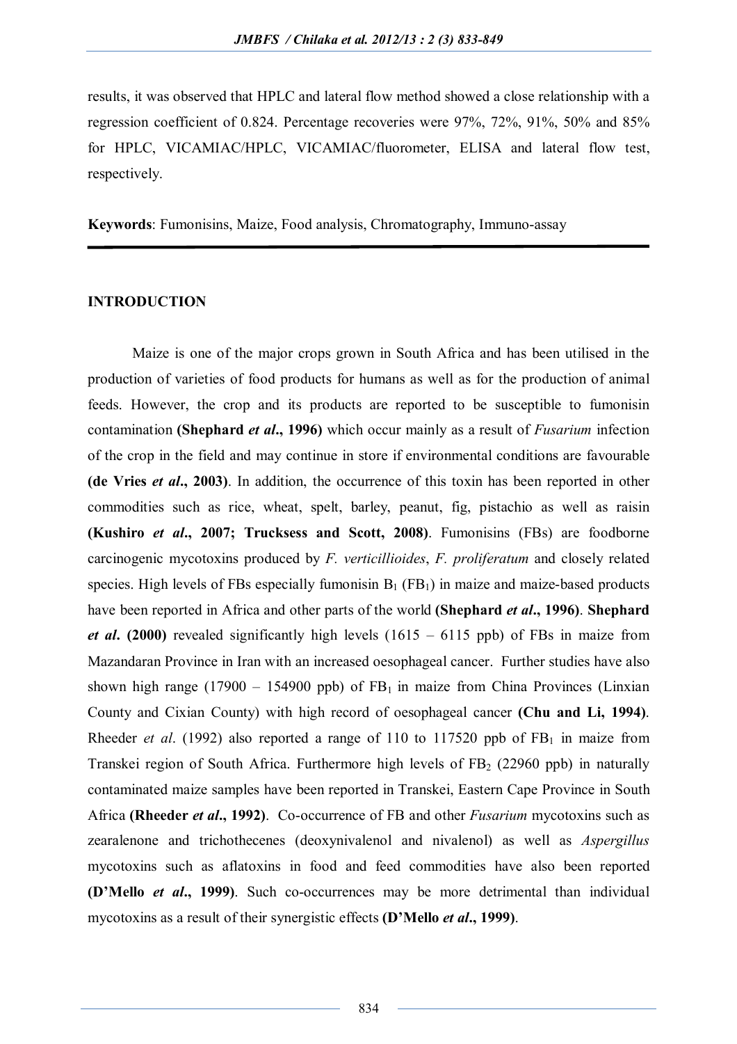results, it was observed that HPLC and lateral flow method showed a close relationship with a regression coefficient of 0.824. Percentage recoveries were 97%, 72%, 91%, 50% and 85% for HPLC, VICAMIAC/HPLC, VICAMIAC/fluorometer, ELISA and lateral flow test, respectively.

**Keywords**: Fumonisins, Maize, Food analysis, Chromatography, Immuno-assay

## INTRODUCTION

Maize is one of the major crops grown in South Africa and has been utilised in the production of varieties of food products for humans as well as for the production of animal feeds. However, the crop and its products are reported to be susceptible to fumonisin contamination **(Shephard *et al*., 1996)** which occur mainly as a result of *Fusarium* infection of the crop in the field and may continue in store if environmental conditions are favourable **(de Vries *et al*., 2003)**. In addition, the occurrence of this toxin has been reported in other commodities such as rice, wheat, spelt, barley, peanut, fig, pistachio as well as raisin **(Kushiro *et al*., 2007; Trucksess and Scott, 2008)**. Fumonisins (FBs) are foodborne carcinogenic mycotoxins produced by *F. verticillioides*, *F. proliferatum* and closely related species. High levels of FBs especially fumonisin $B_1$ ($FB_1$) in maize and maize-based products have been reported in Africa and other parts of the world **(Shephard *et al*., 1996)**. **Shephard *et al*. (2000)** revealed significantly high levels (1615 – 6115 ppb) of FBs in maize from Mazandaran Province in Iran with an increased oesophageal cancer. Further studies have also shown high range (17900 – 154900 ppb) of $FB_1$ in maize from China Provinces (Linxian County and Cixian County) with high record of oesophageal cancer **(Chu and Li, 1994)**. Rheeder *et al*. (1992) also reported a range of 110 to 117520 ppb of $FB_1$ in maize from Transkei region of South Africa. Furthermore high levels of $FB_2$ (22960 ppb) in naturally contaminated maize samples have been reported in Transkei, Eastern Cape Province in South Africa **(Rheeder *et al*., 1992)**. Co-occurrence of FB and other *Fusarium* mycotoxins such as zearalenone and trichothecenes (deoxynivalenol and nivalenol) as well as *Aspergillus* mycotoxins such as aflatoxins in food and feed commodities have also been reported **(D'Mello *et al*., 1999)**. Such co-occurrences may be more detrimental than individual mycotoxins as a result of their synergistic effects **(D'Mello *et al*., 1999)**.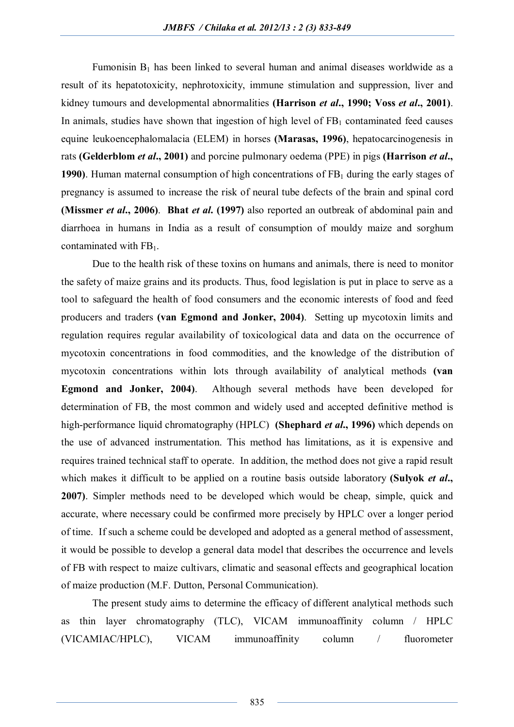Fumonisin $B_1$ has been linked to several human and animal diseases worldwide as a result of its hepatotoxicity, nephrotoxicity, immune stimulation and suppression, liver and kidney tumours and developmental abnormalities **(Harrison *et al*., 1990; Voss *et al*., 2001)**. In animals, studies have shown that ingestion of high level of $FB_1$ contaminated feed causes equine leukoencephalomalacia (ELEM) in horses **(Marasas, 1996)**, hepatocarcinogenesis in rats **(Gelderblom *et al*., 2001)** and porcine pulmonary oedema (PPE) in pigs **(Harrison *et al*., 1990)**. Human maternal consumption of high concentrations of $FB_1$ during the early stages of pregnancy is assumed to increase the risk of neural tube defects of the brain and spinal cord **(Missmer *et al*., 2006)**. **Bhat *et al*. (1997)** also reported an outbreak of abdominal pain and diarrhoea in humans in India as a result of consumption of mouldy maize and sorghum contaminated with $FB_1$.

Due to the health risk of these toxins on humans and animals, there is need to monitor the safety of maize grains and its products. Thus, food legislation is put in place to serve as a tool to safeguard the health of food consumers and the economic interests of food and feed producers and traders **(van Egmond and Jonker, 2004)**. Setting up mycotoxin limits and regulation requires regular availability of toxicological data and data on the occurrence of mycotoxin concentrations in food commodities, and the knowledge of the distribution of mycotoxin concentrations within lots through availability of analytical methods **(van Egmond and Jonker, 2004)**. Although several methods have been developed for determination of FB, the most common and widely used and accepted definitive method is high-performance liquid chromatography (HPLC) **(Shephard *et al*., 1996)** which depends on the use of advanced instrumentation. This method has limitations, as it is expensive and requires trained technical staff to operate. In addition, the method does not give a rapid result which makes it difficult to be applied on a routine basis outside laboratory **(Sulyok *et al*., 2007)**. Simpler methods need to be developed which would be cheap, simple, quick and accurate, where necessary could be confirmed more precisely by HPLC over a longer period of time. If such a scheme could be developed and adopted as a general method of assessment, it would be possible to develop a general data model that describes the occurrence and levels of FB with respect to maize cultivars, climatic and seasonal effects and geographical location of maize production (M.F. Dutton, Personal Communication).

The present study aims to determine the efficacy of different analytical methods such as thin layer chromatography (TLC), VICAM immunoaffinity column / HPLC (VICAMIAC/HPLC), VICAM immunoaffinity column / fluorometer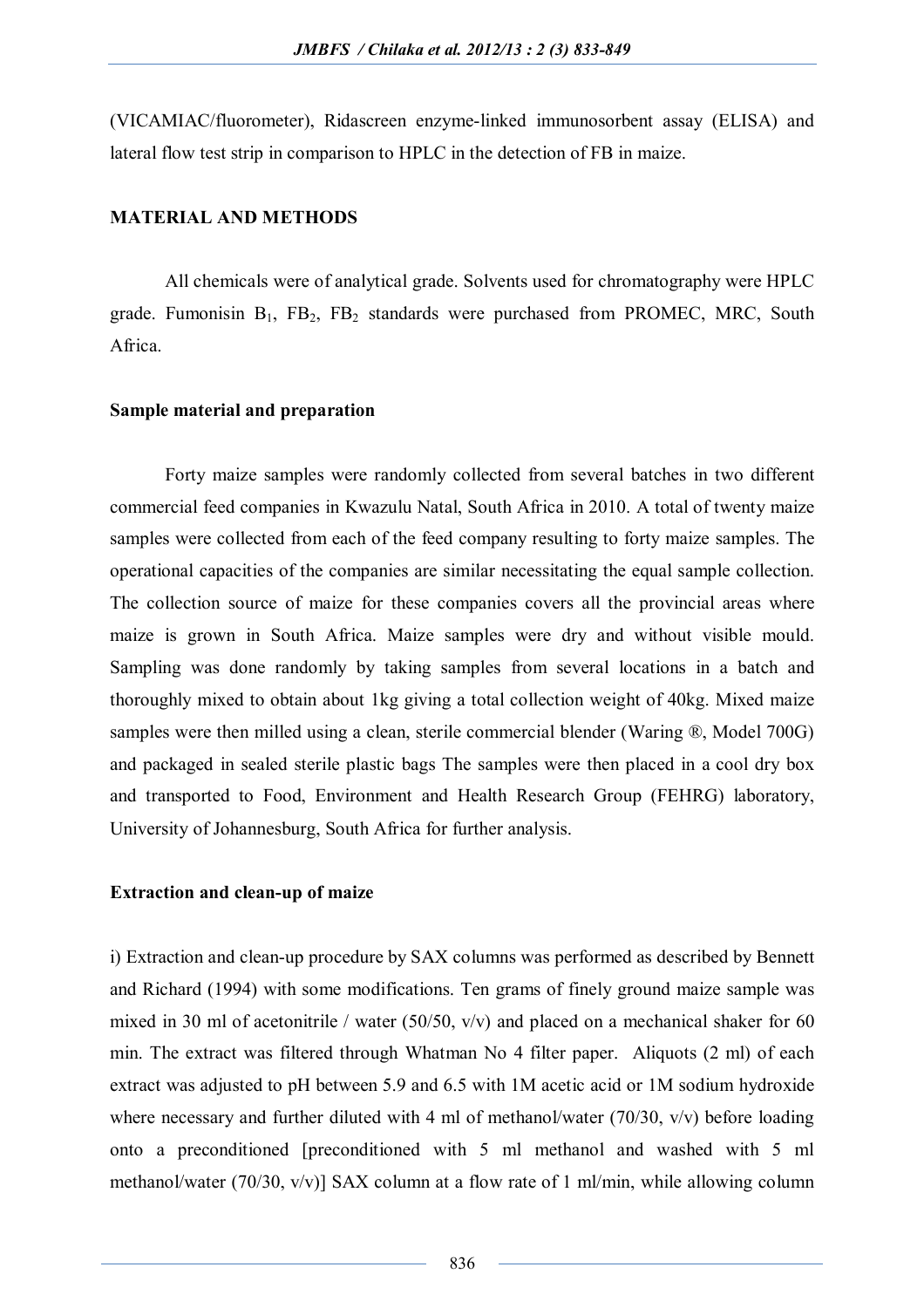(VICAMIAC/fluorometer), Ridascreen enzyme-linked immunosorbent assay (ELISA) and lateral flow test strip in comparison to HPLC in the detection of FB in maize.

## MATERIAL AND METHODS

All chemicals were of analytical grade. Solvents used for chromatography were HPLC grade. Fumonisin $B_1$, $FB_2$, $FB_2$ standards were purchased from PROMEC, MRC, South Africa.

### Sample material and preparation

Forty maize samples were randomly collected from several batches in two different commercial feed companies in Kwazulu Natal, South Africa in 2010. A total of twenty maize samples were collected from each of the feed company resulting to forty maize samples. The operational capacities of the companies are similar necessitating the equal sample collection. The collection source of maize for these companies covers all the provincial areas where maize is grown in South Africa. Maize samples were dry and without visible mould. Sampling was done randomly by taking samples from several locations in a batch and thoroughly mixed to obtain about 1kg giving a total collection weight of 40kg. Mixed maize samples were then milled using a clean, sterile commercial blender (Waring ®, Model 700G) and packaged in sealed sterile plastic bags The samples were then placed in a cool dry box and transported to Food, Environment and Health Research Group (FEHRG) laboratory, University of Johannesburg, South Africa for further analysis.

### Extraction and clean-up of maize

i) Extraction and clean-up procedure by SAX columns was performed as described by Bennett and Richard (1994) with some modifications. Ten grams of finely ground maize sample was mixed in 30 ml of acetonitrile / water (50/50, v/v) and placed on a mechanical shaker for 60 min. The extract was filtered through Whatman No 4 filter paper. Aliquots (2 ml) of each extract was adjusted to pH between 5.9 and 6.5 with 1M acetic acid or 1M sodium hydroxide where necessary and further diluted with 4 ml of methanol/water (70/30, v/v) before loading onto a preconditioned [preconditioned with 5 ml methanol and washed with 5 ml methanol/water (70/30, v/v)] SAX column at a flow rate of 1 ml/min, while allowing column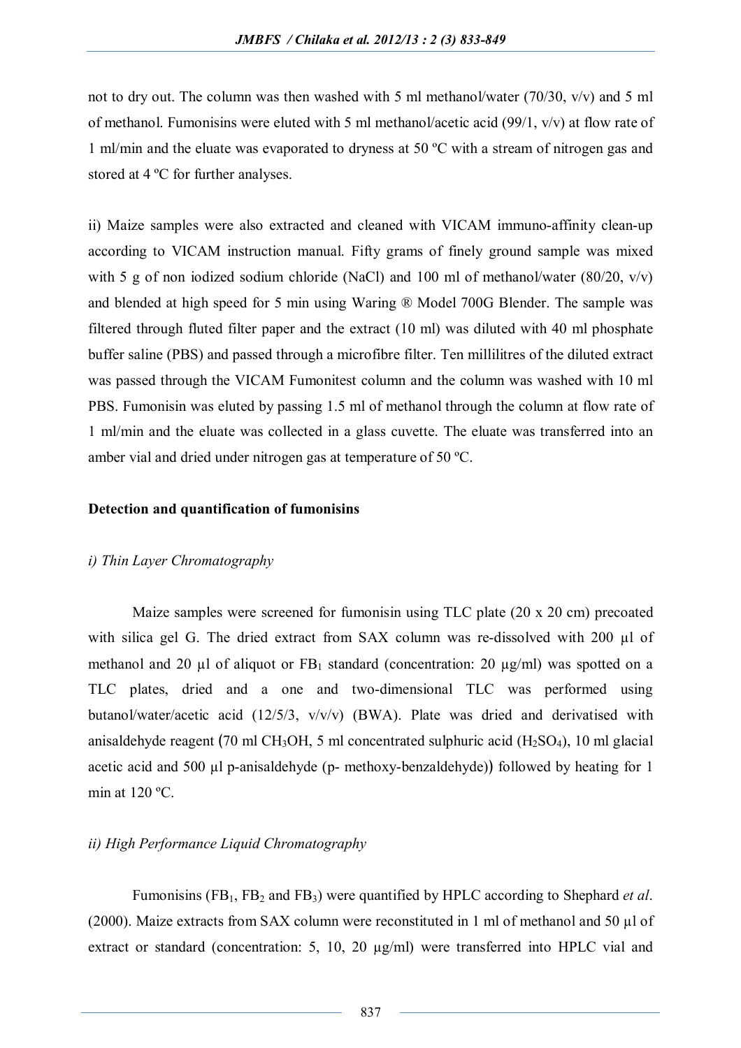not to dry out. The column was then washed with 5 ml methanol/water (70/30, v/v) and 5 ml of methanol. Fumonisins were eluted with 5 ml methanol/acetic acid (99/1, v/v) at flow rate of 1 ml/min and the eluate was evaporated to dryness at 50 ºC with a stream of nitrogen gas and stored at 4 ºC for further analyses.

ii) Maize samples were also extracted and cleaned with VICAM immuno-affinity clean-up according to VICAM instruction manual. Fifty grams of finely ground sample was mixed with 5 g of non iodized sodium chloride (NaCl) and 100 ml of methanol/water (80/20, v/v) and blended at high speed for 5 min using Waring ® Model 700G Blender. The sample was filtered through fluted filter paper and the extract (10 ml) was diluted with 40 ml phosphate buffer saline (PBS) and passed through a microfibre filter. Ten millilitres of the diluted extract was passed through the VICAM Fumonitest column and the column was washed with 10 ml PBS. Fumonisin was eluted by passing 1.5 ml of methanol through the column at flow rate of 1 ml/min and the eluate was collected in a glass cuvette. The eluate was transferred into an amber vial and dried under nitrogen gas at temperature of 50 ºC.

**Detection and quantification of fumonisins**

*i) Thin Layer Chromatography*

Maize samples were screened for fumonisin using TLC plate (20 x 20 cm) precoated with silica gel G. The dried extract from SAX column was re-dissolved with 200 µl of methanol and 20 µl of aliquot or $FB_1$ standard (concentration: 20 µg/ml) was spotted on a TLC plates, dried and a one and two-dimensional TLC was performed using butanol/water/acetic acid (12/5/3, v/v/v) (BWA). Plate was dried and derivatised with anisaldehyde reagent (70 ml $CH_3OH$, 5 ml concentrated sulphuric acid ($H_2SO_4$), 10 ml glacial acetic acid and 500 µl p-anisaldehyde (p- methoxy-benzaldehyde)) followed by heating for 1 min at 120 ºC.

*ii) High Performance Liquid Chromatography*

Fumonisins ($FB_1$, $FB_2$ and $FB_3$) were quantified by HPLC according to Shephard *et al*. (2000). Maize extracts from SAX column were reconstituted in 1 ml of methanol and 50 µl of extract or standard (concentration: 5, 10, 20 µg/ml) were transferred into HPLC vial and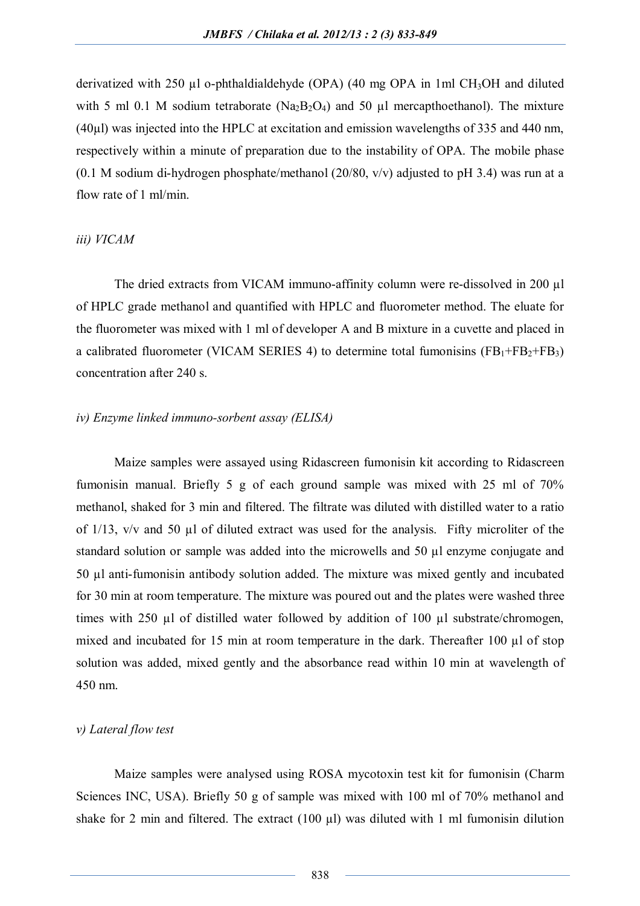derivatized with 250 µl o-phthaldialdehyde (OPA) (40 mg OPA in 1ml $CH_3OH$ and diluted with 5 ml 0.1 M sodium tetraborate ($Na_2B_2O_4$) and 50 µl mercapthoethanol). The mixture (40µl) was injected into the HPLC at excitation and emission wavelengths of 335 and 440 nm, respectively within a minute of preparation due to the instability of OPA. The mobile phase (0.1 M sodium di-hydrogen phosphate/methanol (20/80, v/v) adjusted to pH 3.4) was run at a flow rate of 1 ml/min.

*iii) VICAM*

The dried extracts from VICAM immuno-affinity column were re-dissolved in 200 µl of HPLC grade methanol and quantified with HPLC and fluorometer method. The eluate for the fluorometer was mixed with 1 ml of developer A and B mixture in a cuvette and placed in a calibrated fluorometer (VICAM SERIES 4) to determine total fumonisins ($FB_1$+$FB_2$+$FB_3$) concentration after 240 s.

*iv) Enzyme linked immuno-sorbent assay (ELISA)*

Maize samples were assayed using Ridascreen fumonisin kit according to Ridascreen fumonisin manual. Briefly 5 g of each ground sample was mixed with 25 ml of 70% methanol, shaked for 3 min and filtered. The filtrate was diluted with distilled water to a ratio of 1/13, v/v and 50 µl of diluted extract was used for the analysis. Fifty microliter of the standard solution or sample was added into the microwells and 50 µl enzyme conjugate and 50 µl anti-fumonisin antibody solution added. The mixture was mixed gently and incubated for 30 min at room temperature. The mixture was poured out and the plates were washed three times with 250 µl of distilled water followed by addition of 100 µl substrate/chromogen, mixed and incubated for 15 min at room temperature in the dark. Thereafter 100 µl of stop solution was added, mixed gently and the absorbance read within 10 min at wavelength of 450 nm.

*v) Lateral flow test*

Maize samples were analysed using ROSA mycotoxin test kit for fumonisin (Charm Sciences INC, USA). Briefly 50 g of sample was mixed with 100 ml of 70% methanol and shake for 2 min and filtered. The extract (100 µl) was diluted with 1 ml fumonisin dilution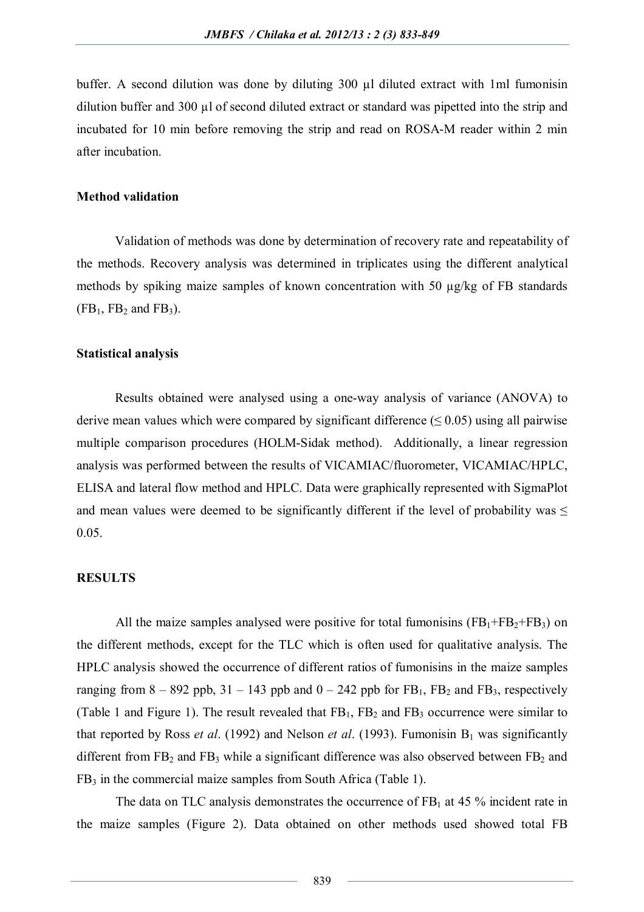buffer. A second dilution was done by diluting 300 µl diluted extract with 1ml fumonisin dilution buffer and 300 µl of second diluted extract or standard was pipetted into the strip and incubated for 10 min before removing the strip and read on ROSA-M reader within 2 min after incubation.

**Method validation**

Validation of methods was done by determination of recovery rate and repeatability of the methods. Recovery analysis was determined in triplicates using the different analytical methods by spiking maize samples of known concentration with 50 µg/kg of FB standards ($FB_1$, $FB_2$ and $FB_3$).

**Statistical analysis**

Results obtained were analysed using a one-way analysis of variance (ANOVA) to derive mean values which were compared by significant difference ($\leq 0.05$) using all pairwise multiple comparison procedures (HOLM-Sidak method). Additionally, a linear regression analysis was performed between the results of VICAMIAC/fluorometer, VICAMIAC/HPLC, ELISA and lateral flow method and HPLC. Data were graphically represented with SigmaPlot and mean values were deemed to be significantly different if the level of probability was $\leq$ 0.05.

**RESULTS**

All the maize samples analysed were positive for total fumonisins ($FB_1$+$FB_2$+$FB_3$) on the different methods, except for the TLC which is often used for qualitative analysis. The HPLC analysis showed the occurrence of different ratios of fumonisins in the maize samples ranging from 8 – 892 ppb, 31 – 143 ppb and 0 – 242 ppb for $FB_1$, $FB_2$ and $FB_3$, respectively (Table 1 and Figure 1). The result revealed that $FB_1$, $FB_2$ and $FB_3$ occurrence were similar to that reported by Ross *et al*. (1992) and Nelson *et al*. (1993). Fumonisin $B_1$ was significantly different from $FB_2$ and $FB_3$ while a significant difference was also observed between $FB_2$ and $FB_3$ in the commercial maize samples from South Africa (Table 1).

The data on TLC analysis demonstrates the occurrence of $FB_1$ at 45 % incident rate in the maize samples (Figure 2). Data obtained on other methods used showed total FB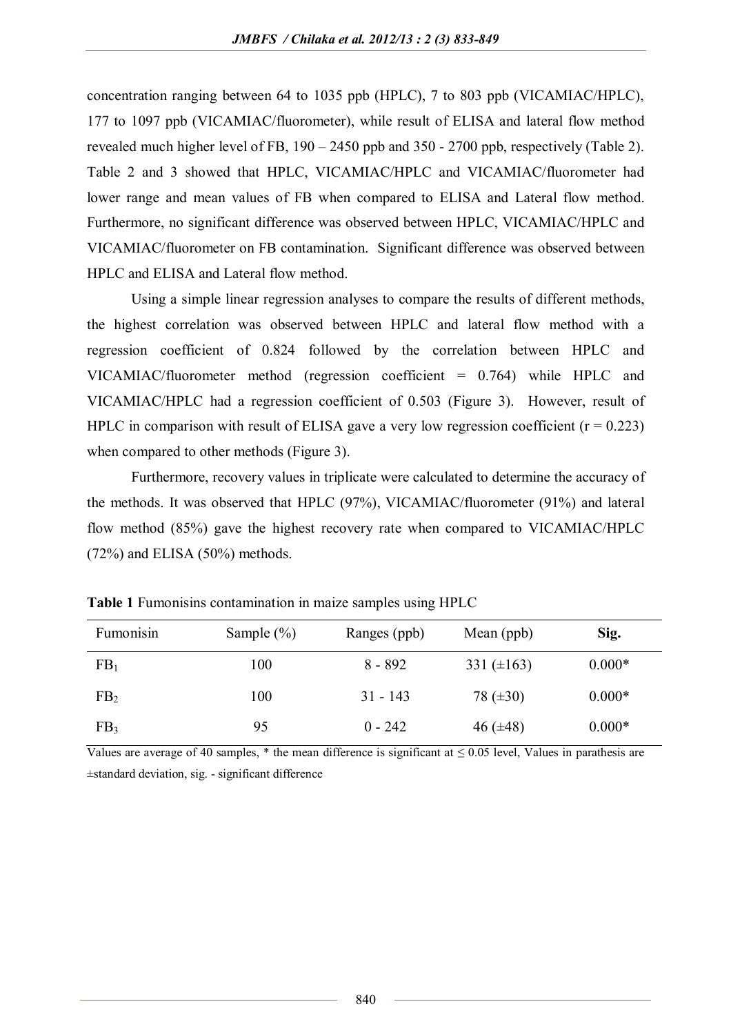concentration ranging between 64 to 1035 ppb (HPLC), 7 to 803 ppb (VICAMIAC/HPLC), 177 to 1097 ppb (VICAMIAC/fluorometer), while result of ELISA and lateral flow method revealed much higher level of FB, 190 – 2450 ppb and 350 - 2700 ppb, respectively (Table 2). Table 2 and 3 showed that HPLC, VICAMIAC/HPLC and VICAMIAC/fluorometer had lower range and mean values of FB when compared to ELISA and Lateral flow method. Furthermore, no significant difference was observed between HPLC, VICAMIAC/HPLC and VICAMIAC/fluorometer on FB contamination. Significant difference was observed between HPLC and ELISA and Lateral flow method.

Using a simple linear regression analyses to compare the results of different methods, the highest correlation was observed between HPLC and lateral flow method with a regression coefficient of 0.824 followed by the correlation between HPLC and VICAMIAC/fluorometer method (regression coefficient = 0.764) while HPLC and VICAMIAC/HPLC had a regression coefficient of 0.503 (Figure 3). However, result of HPLC in comparison with result of ELISA gave a very low regression coefficient ($r = 0.223$) when compared to other methods (Figure 3).

Furthermore, recovery values in triplicate were calculated to determine the accuracy of the methods. It was observed that HPLC (97%), VICAMIAC/fluorometer (91%) and lateral flow method (85%) gave the highest recovery rate when compared to VICAMIAC/HPLC (72%) and ELISA (50%) methods.

**Table 1** Fumonisins contamination in maize samples using HPLC

| Fumonisin | Sample (%) | Ranges (ppb) | Mean (ppb) | **Sig.** |
|---|---|---|---|---|
| $FB_1$ | 100 | 8 - 892 | 331 (±163) | 0.000* |
| $FB_2$ | 100 | 31 - 143 | 78 (±30) | 0.000* |
| $FB_3$ | 95 | 0 - 242 | 46 (±48) | 0.000* |

Values are average of 40 samples, * the mean difference is significant at ≤ 0.05 level, Values in parathesis are ±standard deviation, sig. - significant difference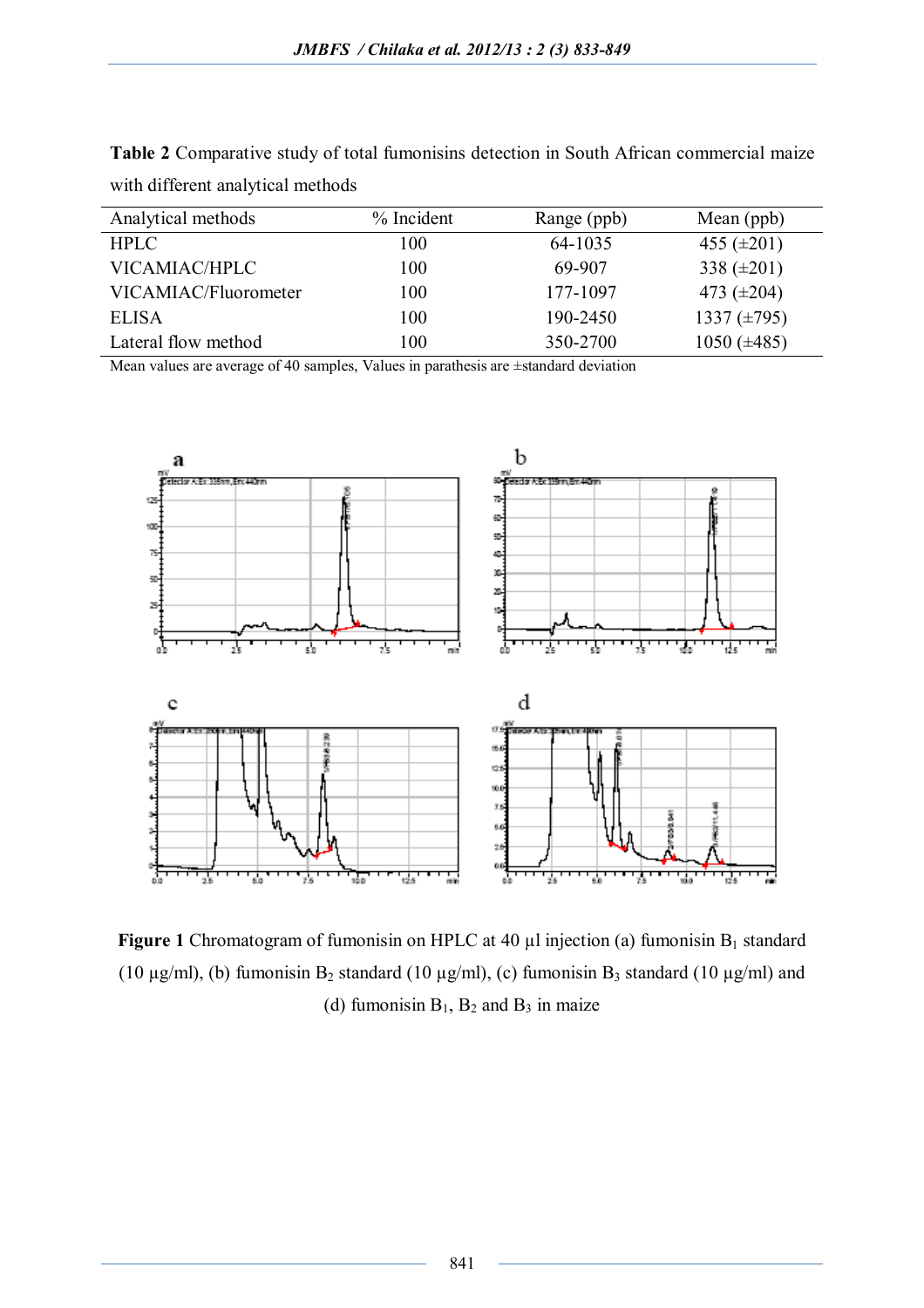**Table 2** Comparative study of total fumonisins detection in South African commercial maize with different analytical methods

| Analytical methods | % Incident | Range (ppb) | Mean (ppb) |
|---|---|---|---|
| HPLC | 100 | 64-1035 | 455 (±201) |
| VICAMIAC/HPLC | 100 | 69-907 | 338 (±201) |
| VICAMIAC/Fluorometer | 100 | 177-1097 | 473 (±204) |
| ELISA | 100 | 190-2450 | 1337 (±795) |
| Lateral flow method | 100 | 350-2700 | 1050 (±485) |

Mean values are average of 40 samples, Values in parathesis are ±standard deviation

**Figure 1** Chromatogram of fumonisin on HPLC at 40 µl injection (a) fumonisin $B_1$ standard (10 µg/ml), (b) fumonisin $B_2$ standard (10 µg/ml), (c) fumonisin $B_3$ standard (10 µg/ml) and (d) fumonisin $B_1$, $B_2$ and $B_3$ in maize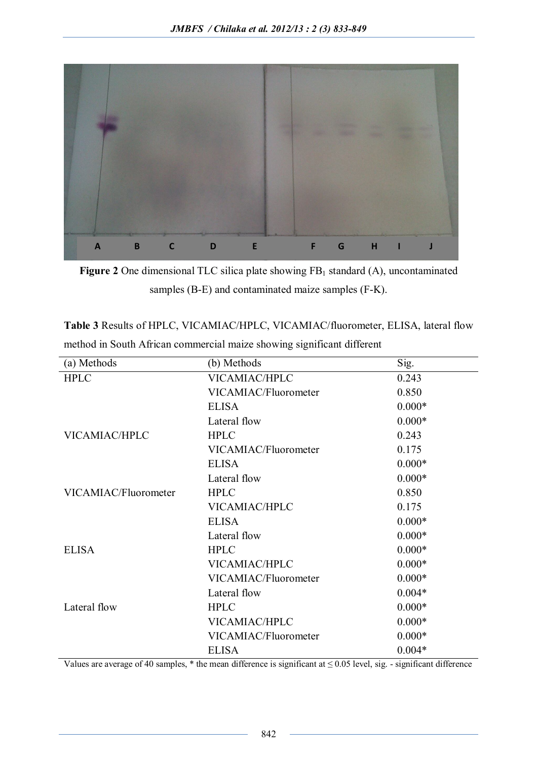**Figure 2** One dimensional TLC silica plate showing $FB_1$ standard (A), uncontaminated samples (B-E) and contaminated maize samples (F-K).

**Table 3** Results of HPLC, VICAMIAC/HPLC, VICAMIAC/fluorometer, ELISA, lateral flow method in South African commercial maize showing significant different

| (a) Methods | (b) Methods | Sig. |
|---|---|---|
| HPLC | VICAMIAC/HPLC | 0.243 |
| | VICAMIAC/Fluorometer | 0.850 |
| | ELISA | 0.000* |
| | Lateral flow | 0.000* |
| VICAMIAC/HPLC | HPLC | 0.243 |
| | VICAMIAC/Fluorometer | 0.175 |
| | ELISA | 0.000* |
| | Lateral flow | 0.000* |
| VICAMIAC/Fluorometer | HPLC | 0.850 |
| | VICAMIAC/HPLC | 0.175 |
| | ELISA | 0.000* |
| | Lateral flow | 0.000* |
| ELISA | HPLC | 0.000* |
| | VICAMIAC/HPLC | 0.000* |
| | VICAMIAC/Fluorometer | 0.000* |
| | Lateral flow | 0.004* |
| Lateral flow | HPLC | 0.000* |
| | VICAMIAC/HPLC | 0.000* |
| | VICAMIAC/Fluorometer | 0.000* |
| | ELISA | 0.004* |

Values are average of 40 samples, * the mean difference is significant at $\leq 0.05$ level, sig. - significant difference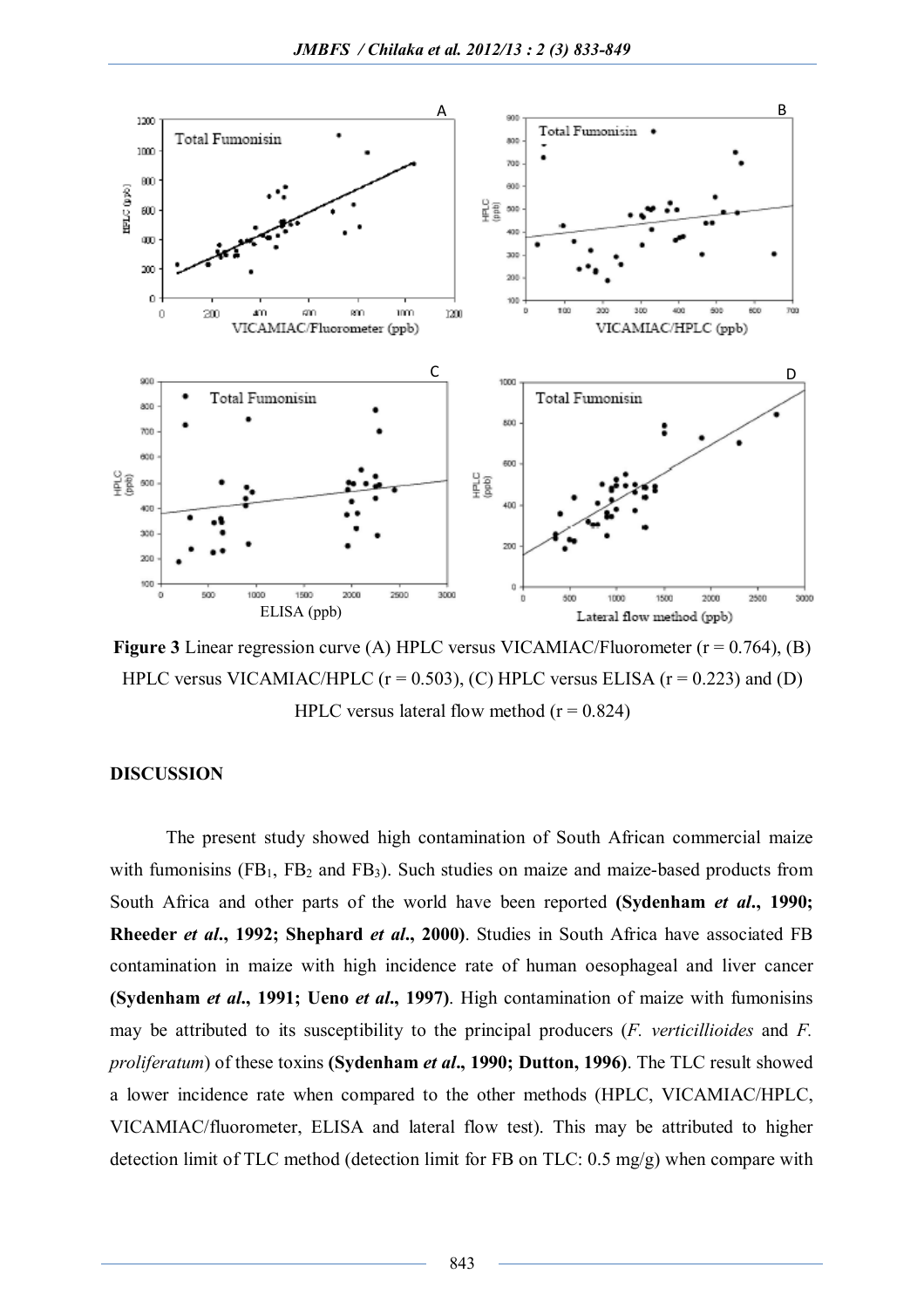**Figure 3** Linear regression curve (A) HPLC versus VICAMIAC/Fluorometer (r = 0.764), (B) HPLC versus VICAMIAC/HPLC (r = 0.503), (C) HPLC versus ELISA (r = 0.223) and (D) HPLC versus lateral flow method (r = 0.824)

## DISCUSSION

The present study showed high contamination of South African commercial maize with fumonisins ($FB_1$, $FB_2$ and $FB_3$). Such studies on maize and maize-based products from South Africa and other parts of the world have been reported **(Sydenham *et al*., 1990; Rheeder *et al*., 1992; Shephard *et al*., 2000)**. Studies in South Africa have associated FB contamination in maize with high incidence rate of human oesophageal and liver cancer **(Sydenham *et al*., 1991; Ueno *et al*., 1997)**. High contamination of maize with fumonisins may be attributed to its susceptibility to the principal producers (*F. verticillioides* and *F. proliferatum*) of these toxins **(Sydenham *et al*., 1990; Dutton, 1996)**. The TLC result showed a lower incidence rate when compared to the other methods (HPLC, VICAMIAC/HPLC, VICAMIAC/fluorometer, ELISA and lateral flow test). This may be attributed to higher detection limit of TLC method (detection limit for FB on TLC: 0.5 mg/g) when compare with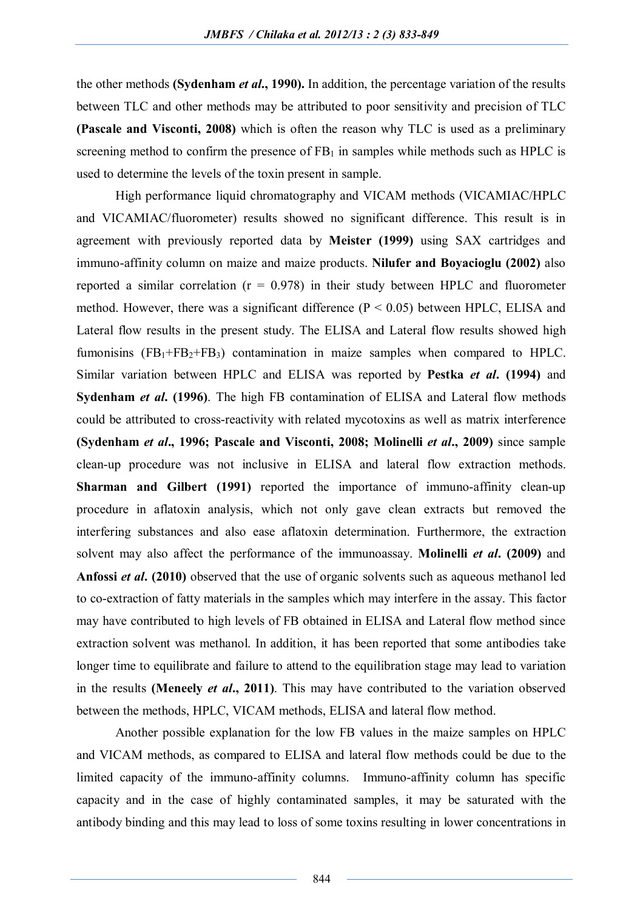the other methods **(Sydenham *et al*., 1990).** In addition, the percentage variation of the results between TLC and other methods may be attributed to poor sensitivity and precision of TLC **(Pascale and Visconti, 2008)** which is often the reason why TLC is used as a preliminary screening method to confirm the presence of $FB_1$ in samples while methods such as HPLC is used to determine the levels of the toxin present in sample.

High performance liquid chromatography and VICAM methods (VICAMIAC/HPLC and VICAMIAC/fluorometer) results showed no significant difference. This result is in agreement with previously reported data by **Meister (1999)** using SAX cartridges and immuno-affinity column on maize and maize products. **Nilufer and Boyacioglu (2002)** also reported a similar correlation ($r = 0.978$) in their study between HPLC and fluorometer method. However, there was a significant difference ($P < 0.05$) between HPLC, ELISA and Lateral flow results in the present study. The ELISA and Lateral flow results showed high fumonisins ($FB_1$+$FB_2$+$FB_3$) contamination in maize samples when compared to HPLC. Similar variation between HPLC and ELISA was reported by **Pestka *et al*. (1994)** and **Sydenham *et al*. (1996)**. The high FB contamination of ELISA and Lateral flow methods could be attributed to cross-reactivity with related mycotoxins as well as matrix interference **(Sydenham *et al*., 1996; Pascale and Visconti, 2008; Molinelli *et al*., 2009)** since sample clean-up procedure was not inclusive in ELISA and lateral flow extraction methods. **Sharman and Gilbert (1991)** reported the importance of immuno-affinity clean-up procedure in aflatoxin analysis, which not only gave clean extracts but removed the interfering substances and also ease aflatoxin determination. Furthermore, the extraction solvent may also affect the performance of the immunoassay. **Molinelli *et al*. (2009)** and **Anfossi *et al*. (2010)** observed that the use of organic solvents such as aqueous methanol led to co-extraction of fatty materials in the samples which may interfere in the assay. This factor may have contributed to high levels of FB obtained in ELISA and Lateral flow method since extraction solvent was methanol. In addition, it has been reported that some antibodies take longer time to equilibrate and failure to attend to the equilibration stage may lead to variation in the results **(Meneely *et al*., 2011)**. This may have contributed to the variation observed between the methods, HPLC, VICAM methods, ELISA and lateral flow method.

Another possible explanation for the low FB values in the maize samples on HPLC and VICAM methods, as compared to ELISA and lateral flow methods could be due to the limited capacity of the immuno-affinity columns. Immuno-affinity column has specific capacity and in the case of highly contaminated samples, it may be saturated with the antibody binding and this may lead to loss of some toxins resulting in lower concentrations in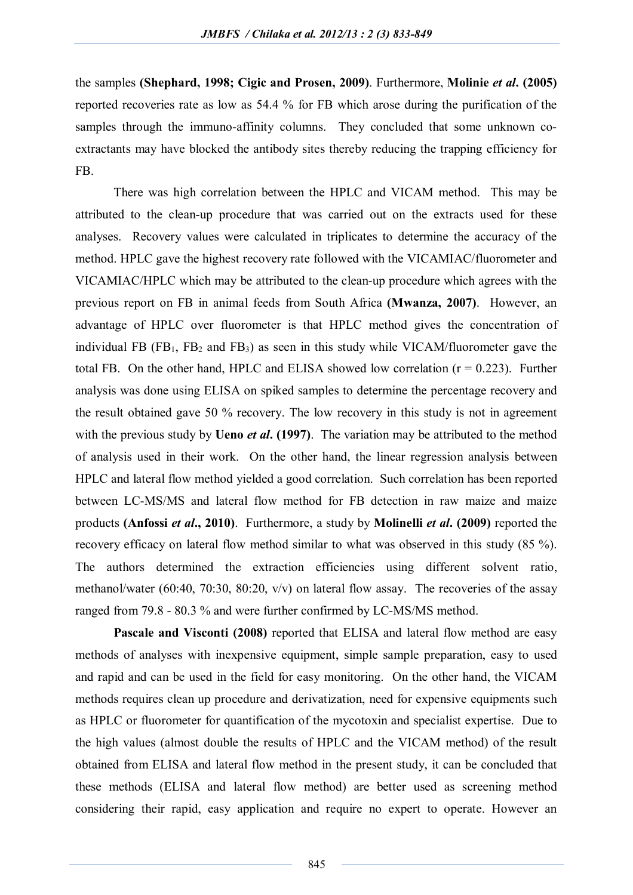the samples **(Shephard, 1998; Cigic and Prosen, 2009)**. Furthermore, **Molinie *et al*. (2005)** reported recoveries rate as low as 54.4 % for FB which arose during the purification of the samples through the immuno-affinity columns. They concluded that some unknown co-extractants may have blocked the antibody sites thereby reducing the trapping efficiency for FB.

There was high correlation between the HPLC and VICAM method. This may be attributed to the clean-up procedure that was carried out on the extracts used for these analyses. Recovery values were calculated in triplicates to determine the accuracy of the method. HPLC gave the highest recovery rate followed with the VICAMIAC/fluorometer and VICAMIAC/HPLC which may be attributed to the clean-up procedure which agrees with the previous report on FB in animal feeds from South Africa **(Mwanza, 2007)**. However, an advantage of HPLC over fluorometer is that HPLC method gives the concentration of individual FB ($FB_1$, $FB_2$ and $FB_3$) as seen in this study while VICAM/fluorometer gave the total FB. On the other hand, HPLC and ELISA showed low correlation ($r = 0.223$). Further analysis was done using ELISA on spiked samples to determine the percentage recovery and the result obtained gave 50 % recovery. The low recovery in this study is not in agreement with the previous study by **Ueno *et al*. (1997)**. The variation may be attributed to the method of analysis used in their work. On the other hand, the linear regression analysis between HPLC and lateral flow method yielded a good correlation. Such correlation has been reported between LC-MS/MS and lateral flow method for FB detection in raw maize and maize products **(Anfossi *et al*., 2010)**. Furthermore, a study by **Molinelli *et al*. (2009)** reported the recovery efficacy on lateral flow method similar to what was observed in this study (85 %). The authors determined the extraction efficiencies using different solvent ratio, methanol/water (60:40, 70:30, 80:20, v/v) on lateral flow assay. The recoveries of the assay ranged from 79.8 - 80.3 % and were further confirmed by LC-MS/MS method.

**Pascale and Visconti (2008)** reported that ELISA and lateral flow method are easy methods of analyses with inexpensive equipment, simple sample preparation, easy to used and rapid and can be used in the field for easy monitoring. On the other hand, the VICAM methods requires clean up procedure and derivatization, need for expensive equipments such as HPLC or fluorometer for quantification of the mycotoxin and specialist expertise. Due to the high values (almost double the results of HPLC and the VICAM method) of the result obtained from ELISA and lateral flow method in the present study, it can be concluded that these methods (ELISA and lateral flow method) are better used as screening method considering their rapid, easy application and require no expert to operate. However an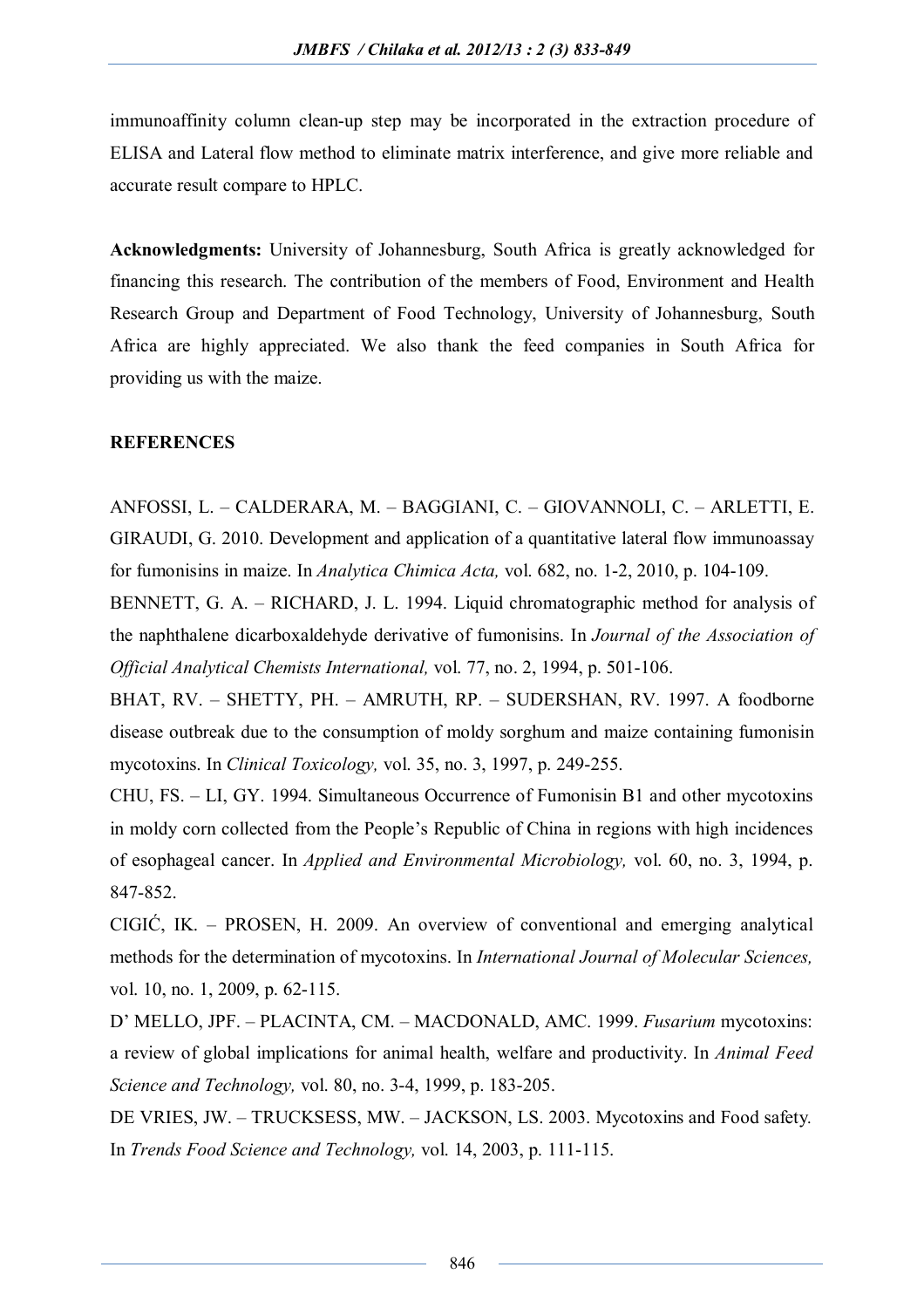immunoaffinity column clean-up step may be incorporated in the extraction procedure of ELISA and Lateral flow method to eliminate matrix interference, and give more reliable and accurate result compare to HPLC.

**Acknowledgments:** University of Johannesburg, South Africa is greatly acknowledged for financing this research. The contribution of the members of Food, Environment and Health Research Group and Department of Food Technology, University of Johannesburg, South Africa are highly appreciated. We also thank the feed companies in South Africa for providing us with the maize.

## REFERENCES

ANFOSSI, L. – CALDERARA, M. – BAGGIANI, C. – GIOVANNOLI, C. – ARLETTI, E. GIRAUDI, G. 2010. Development and application of a quantitative lateral flow immunoassay for fumonisins in maize. In *Analytica Chimica Acta,* vol. 682, no. 1-2, 2010, p. 104-109.

BENNETT, G. A. – RICHARD, J. L. 1994. Liquid chromatographic method for analysis of the naphthalene dicarboxaldehyde derivative of fumonisins. In *Journal of the Association of Official Analytical Chemists International,* vol. 77, no. 2, 1994, p. 501-106.

BHAT, RV. – SHETTY, PH. – AMRUTH, RP. – SUDERSHAN, RV. 1997. A foodborne disease outbreak due to the consumption of moldy sorghum and maize containing fumonisin mycotoxins. In *Clinical Toxicology,* vol. 35, no. 3, 1997, p. 249-255.

CHU, FS. – LI, GY. 1994. Simultaneous Occurrence of Fumonisin B1 and other mycotoxins in moldy corn collected from the People's Republic of China in regions with high incidences of esophageal cancer. In *Applied and Environmental Microbiology,* vol. 60, no. 3, 1994, p. 847-852.

CIGIĆ, IK. – PROSEN, H. 2009. An overview of conventional and emerging analytical methods for the determination of mycotoxins. In *International Journal of Molecular Sciences,* vol. 10, no. 1, 2009, p. 62-115.

D' MELLO, JPF. – PLACINTA, CM. – MACDONALD, AMC. 1999. *Fusarium* mycotoxins: a review of global implications for animal health, welfare and productivity. In *Animal Feed Science and Technology,* vol. 80, no. 3-4, 1999, p. 183-205.

DE VRIES, JW. – TRUCKSESS, MW. – JACKSON, LS. 2003. Mycotoxins and Food safety. In *Trends Food Science and Technology,* vol. 14, 2003, p. 111-115.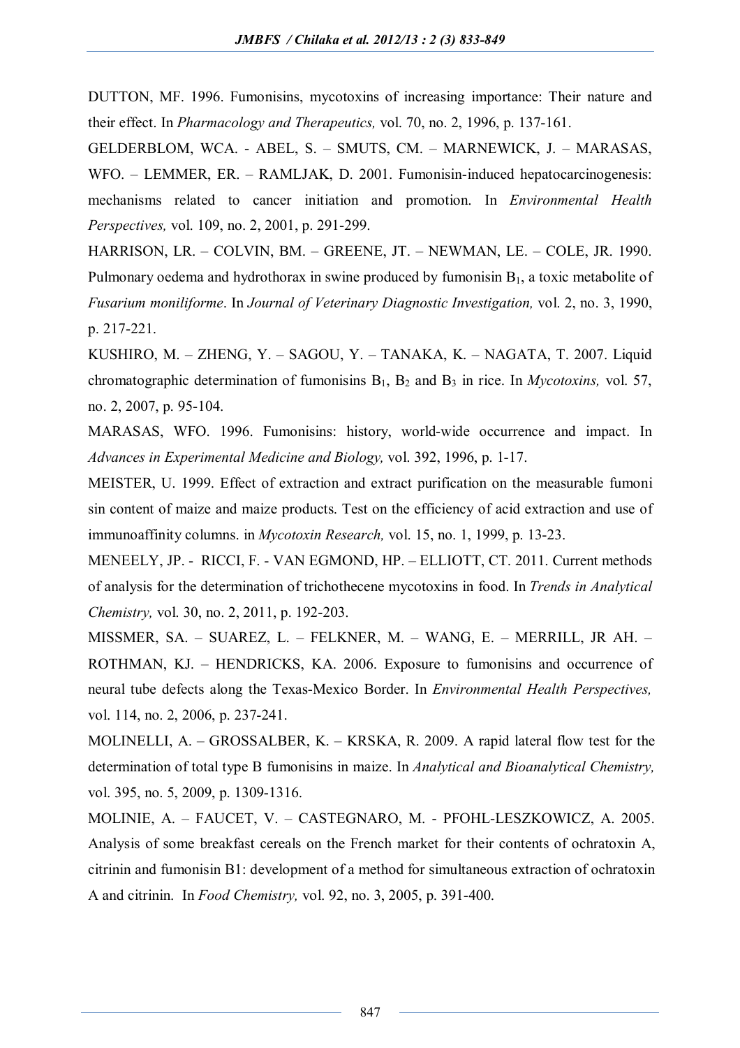DUTTON, MF. 1996. Fumonisins, mycotoxins of increasing importance: Their nature and their effect. In *Pharmacology and Therapeutics,* vol. 70, no. 2, 1996, p. 137-161.

GELDERBLOM, WCA. - ABEL, S. – SMUTS, CM. – MARNEWICK, J. – MARASAS, WFO. – LEMMER, ER. – RAMLJAK, D. 2001. Fumonisin-induced hepatocarcinogenesis: mechanisms related to cancer initiation and promotion. In *Environmental Health Perspectives,* vol. 109, no. 2, 2001, p. 291-299.

HARRISON, LR. – COLVIN, BM. – GREENE, JT. – NEWMAN, LE. – COLE, JR. 1990. Pulmonary oedema and hydrothorax in swine produced by fumonisin $B_1$, a toxic metabolite of *Fusarium moniliforme*. In *Journal of Veterinary Diagnostic Investigation,* vol. 2, no. 3, 1990, p. 217-221.

KUSHIRO, M. – ZHENG, Y. – SAGOU, Y. – TANAKA, K. – NAGATA, T. 2007. Liquid chromatographic determination of fumonisins $B_1$, $B_2$ and $B_3$ in rice. In *Mycotoxins,* vol. 57, no. 2, 2007, p. 95-104.

MARASAS, WFO. 1996. Fumonisins: history, world-wide occurrence and impact. In *Advances in Experimental Medicine and Biology,* vol. 392, 1996, p. 1-17.

MEISTER, U. 1999. Effect of extraction and extract purification on the measurable fumoni sin content of maize and maize products. Test on the efficiency of acid extraction and use of immunoaffinity columns. in *Mycotoxin Research,* vol. 15, no. 1, 1999, p. 13-23.

MENEELY, JP. - RICCI, F. - VAN EGMOND, HP. – ELLIOTT, CT. 2011. Current methods of analysis for the determination of trichothecene mycotoxins in food. In *Trends in Analytical Chemistry,* vol. 30, no. 2, 2011, p. 192-203.

MISSMER, SA. – SUAREZ, L. – FELKNER, M. – WANG, E. – MERRILL, JR AH. – ROTHMAN, KJ. – HENDRICKS, KA. 2006. Exposure to fumonisins and occurrence of neural tube defects along the Texas-Mexico Border. In *Environmental Health Perspectives,* vol. 114, no. 2, 2006, p. 237-241.

MOLINELLI, A. – GROSSALBER, K. – KRSKA, R. 2009. A rapid lateral flow test for the determination of total type B fumonisins in maize. In *Analytical and Bioanalytical Chemistry,* vol. 395, no. 5, 2009, p. 1309-1316.

MOLINIE, A. – FAUCET, V. – CASTEGNARO, M. - PFOHL-LESZKOWICZ, A. 2005. Analysis of some breakfast cereals on the French market for their contents of ochratoxin A, citrinin and fumonisin B1: development of a method for simultaneous extraction of ochratoxin A and citrinin. In *Food Chemistry,* vol. 92, no. 3, 2005, p. 391-400.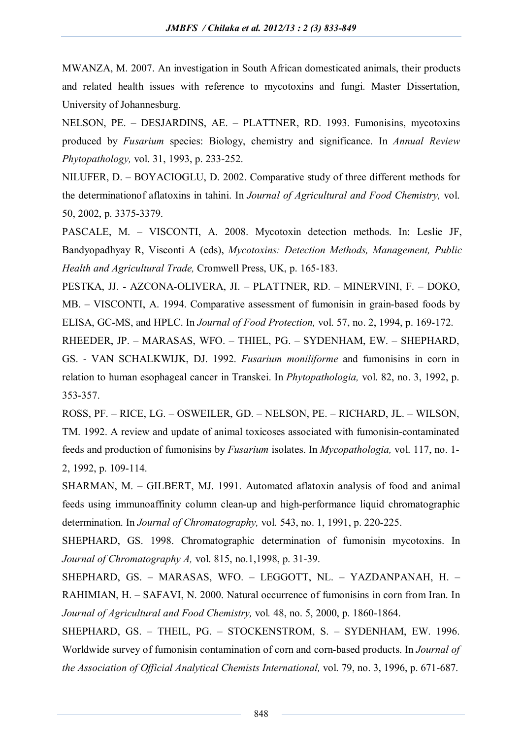MWANZA, M. 2007. An investigation in South African domesticated animals, their products and related health issues with reference to mycotoxins and fungi. Master Dissertation, University of Johannesburg.

NELSON, PE. – DESJARDINS, AE. – PLATTNER, RD. 1993. Fumonisins, mycotoxins produced by *Fusarium* species: Biology, chemistry and significance. In *Annual Review Phytopathology,* vol. 31, 1993, p. 233-252.

NILUFER, D. – BOYACIOGLU, D. 2002. Comparative study of three different methods for the determinationof aflatoxins in tahini. In *Journal of Agricultural and Food Chemistry,* vol. 50, 2002, p. 3375-3379.

PASCALE, M. – VISCONTI, A. 2008. Mycotoxin detection methods. In: Leslie JF, Bandyopadhyay R, Visconti A (eds), *Mycotoxins: Detection Methods, Management, Public Health and Agricultural Trade,* Cromwell Press, UK, p. 165-183.

PESTKA, JJ. - AZCONA-OLIVERA, JI. – PLATTNER, RD. – MINERVINI, F. – DOKO, MB. – VISCONTI, A. 1994. Comparative assessment of fumonisin in grain-based foods by ELISA, GC-MS, and HPLC. In *Journal of Food Protection,* vol. 57, no. 2, 1994, p. 169-172.

RHEEDER, JP. – MARASAS, WFO. – THIEL, PG. – SYDENHAM, EW. – SHEPHARD, GS. - VAN SCHALKWIJK, DJ. 1992. *Fusarium moniliforme* and fumonisins in corn in relation to human esophageal cancer in Transkei. In *Phytopathologia,* vol. 82, no. 3, 1992, p. 353-357.

ROSS, PF. – RICE, LG. – OSWEILER, GD. – NELSON, PE. – RICHARD, JL. – WILSON, TM. 1992. A review and update of animal toxicoses associated with fumonisin-contaminated feeds and production of fumonisins by *Fusarium* isolates. In *Mycopathologia,* vol. 117, no. 1-2, 1992, p. 109-114.

SHARMAN, M. – GILBERT, MJ. 1991. Automated aflatoxin analysis of food and animal feeds using immunoaffinity column clean-up and high-performance liquid chromatographic determination. In *Journal of Chromatography,* vol. 543, no. 1, 1991, p. 220-225.

SHEPHARD, GS. 1998. Chromatographic determination of fumonisin mycotoxins. In *Journal of Chromatography A,* vol. 815, no.1,1998, p. 31-39.

SHEPHARD, GS. – MARASAS, WFO. – LEGGOTT, NL. – YAZDANPANAH, H. – RAHIMIAN, H. – SAFAVI, N. 2000. Natural occurrence of fumonisins in corn from Iran. In *Journal of Agricultural and Food Chemistry,* vol. 48, no. 5, 2000, p. 1860-1864.

SHEPHARD, GS. – THEIL, PG. – STOCKENSTROM, S. – SYDENHAM, EW. 1996. Worldwide survey of fumonisin contamination of corn and corn-based products. In *Journal of the Association of Official Analytical Chemists International,* vol. 79, no. 3, 1996, p. 671-687.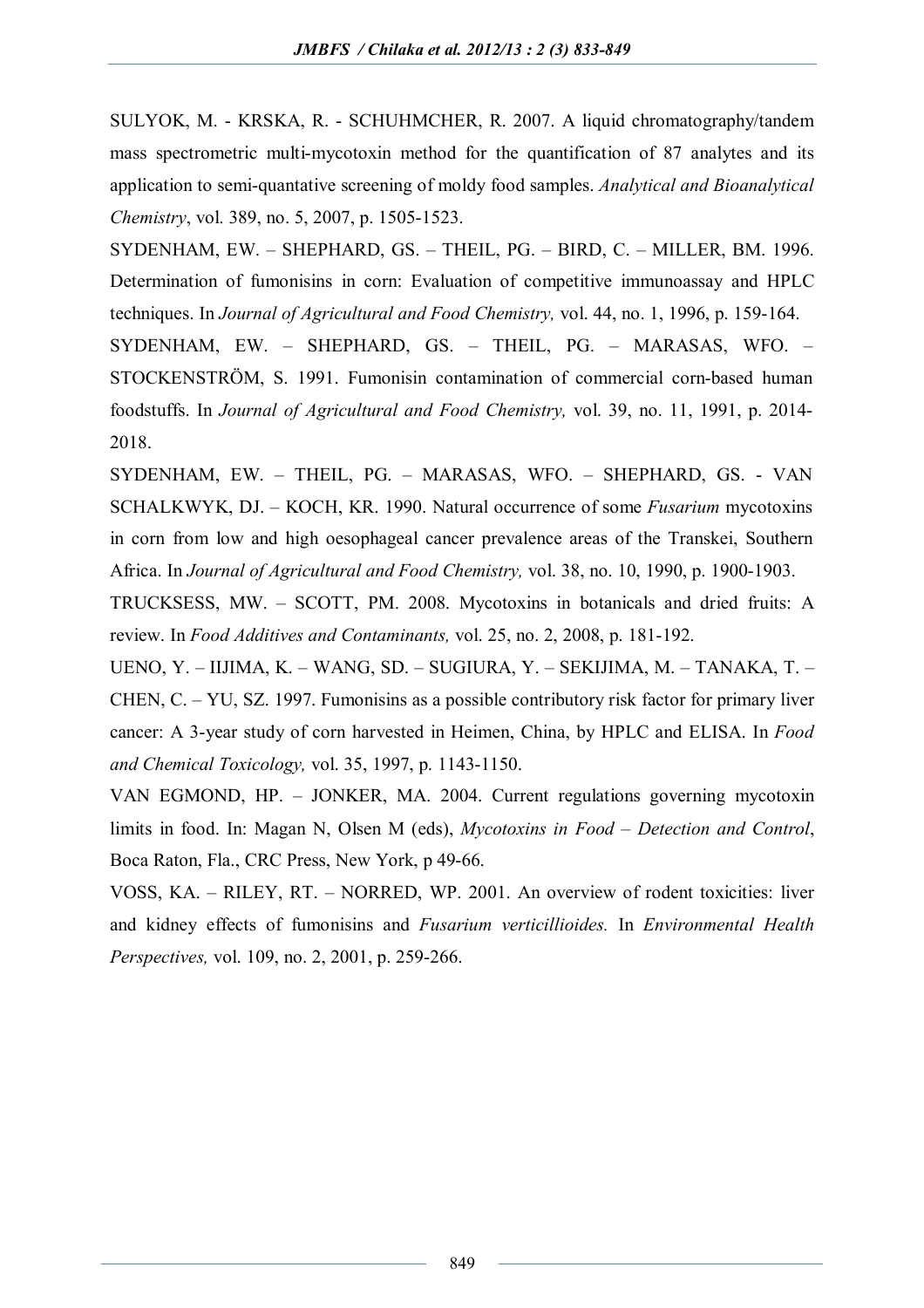SULYOK, M. - KRSKA, R. - SCHUHMCHER, R. 2007. A liquid chromatography/tandem mass spectrometric multi-mycotoxin method for the quantification of 87 analytes and its application to semi-quantative screening of moldy food samples. *Analytical and Bioanalytical Chemistry*, vol. 389, no. 5, 2007, p. 1505-1523.

SYDENHAM, EW. – SHEPHARD, GS. – THEIL, PG. – BIRD, C. – MILLER, BM. 1996. Determination of fumonisins in corn: Evaluation of competitive immunoassay and HPLC techniques. In *Journal of Agricultural and Food Chemistry,* vol. 44, no. 1, 1996, p. 159-164.

SYDENHAM, EW. – SHEPHARD, GS. – THEIL, PG. – MARASAS, WFO. – STOCKENSTRÖM, S. 1991. Fumonisin contamination of commercial corn-based human foodstuffs. In *Journal of Agricultural and Food Chemistry,* vol. 39, no. 11, 1991, p. 2014-2018.

SYDENHAM, EW. – THEIL, PG. – MARASAS, WFO. – SHEPHARD, GS. - VAN SCHALKWYK, DJ. – KOCH, KR. 1990. Natural occurrence of some *Fusarium* mycotoxins in corn from low and high oesophageal cancer prevalence areas of the Transkei, Southern Africa. In *Journal of Agricultural and Food Chemistry,* vol. 38, no. 10, 1990, p. 1900-1903.

TRUCKSESS, MW. – SCOTT, PM. 2008. Mycotoxins in botanicals and dried fruits: A review. In *Food Additives and Contaminants,* vol. 25, no. 2, 2008, p. 181-192.

UENO, Y. – IIJIMA, K. – WANG, SD. – SUGIURA, Y. – SEKIJIMA, M. – TANAKA, T. – CHEN, C. – YU, SZ. 1997. Fumonisins as a possible contributory risk factor for primary liver cancer: A 3-year study of corn harvested in Heimen, China, by HPLC and ELISA. In *Food and Chemical Toxicology,* vol. 35, 1997, p. 1143-1150.

VAN EGMOND, HP. – JONKER, MA. 2004. Current regulations governing mycotoxin limits in food. In: Magan N, Olsen M (eds), *Mycotoxins in Food – Detection and Control*, Boca Raton, Fla., CRC Press, New York, p 49-66.

VOSS, KA. – RILEY, RT. – NORRED, WP. 2001. An overview of rodent toxicities: liver and kidney effects of fumonisins and *Fusarium verticillioides.* In *Environmental Health Perspectives,* vol. 109, no. 2, 2001, p. 259-266.